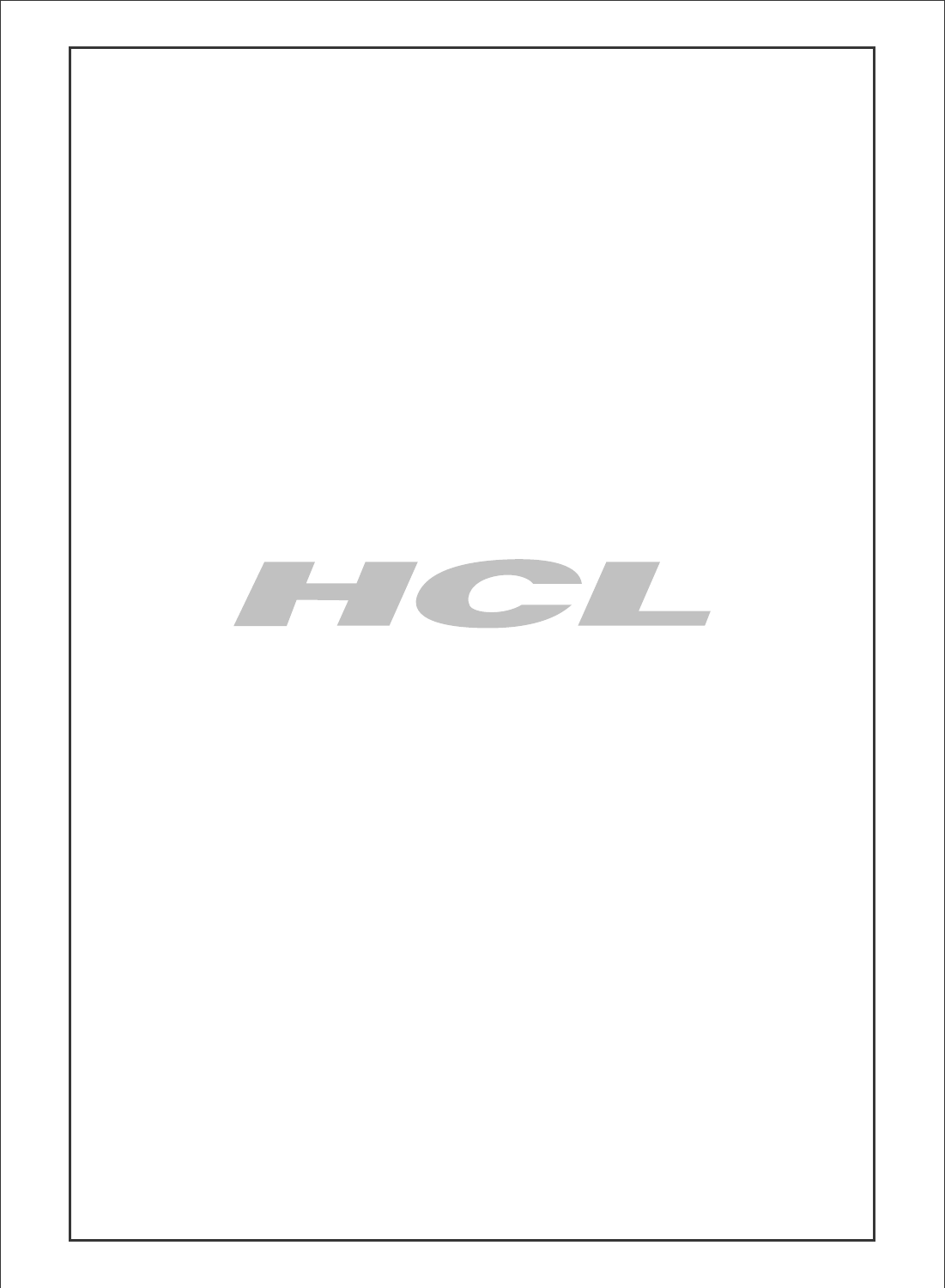HCL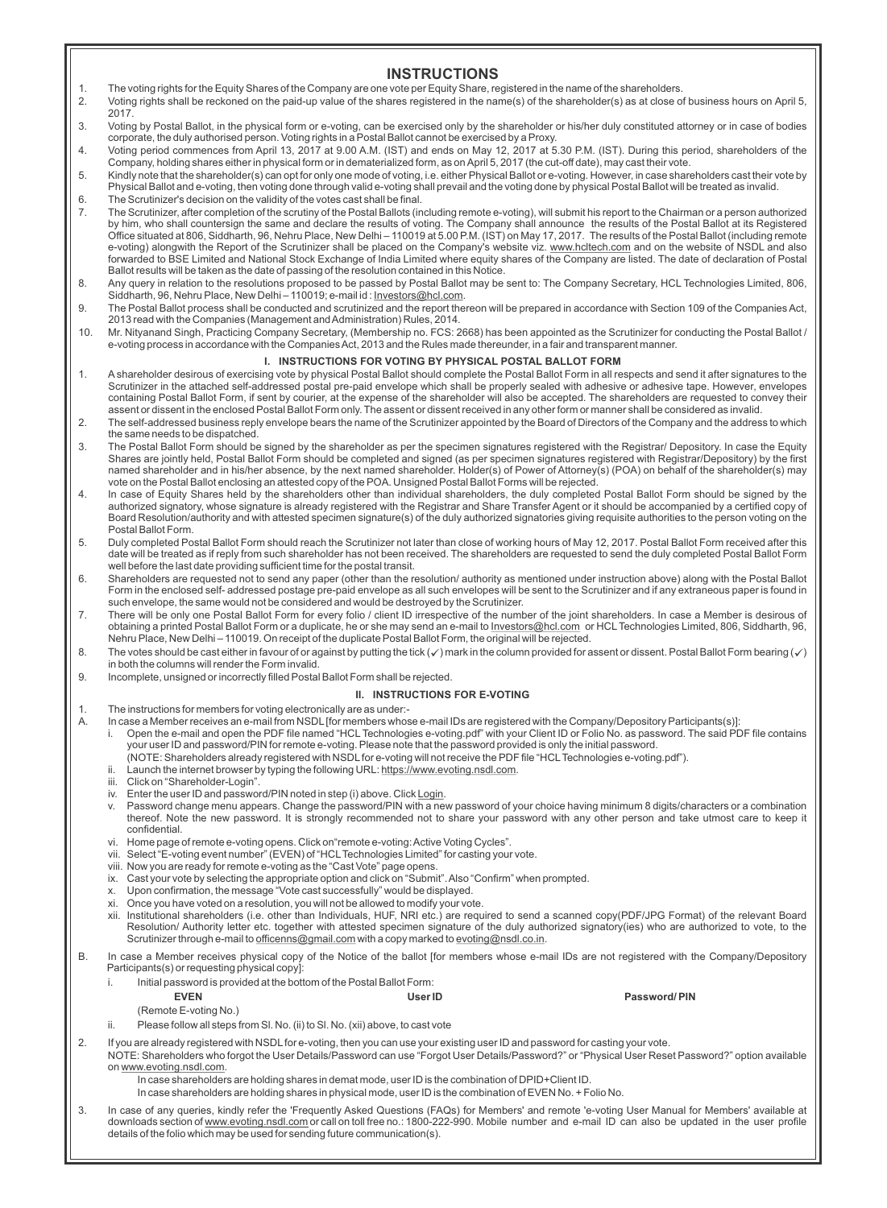# INSTRUCTIONS

1. The voting rights for the Equity Shares of the Company are one vote per Equity Share, registered in the name of the shareholders.
2. Voting rights shall be reckoned on the paid-up value of the shares registered in the name(s) of the shareholder(s) as at close of business hours on April 5, 2017.
3. Voting by Postal Ballot, in the physical form or e-voting, can be exercised only by the shareholder or his/her duly constituted attorney or in case of bodies corporate, the duly authorised person. Voting rights in a Postal Ballot cannot be exercised by a Proxy.
4. Voting period commences from April 13, 2017 at 9.00 A.M. (IST) and ends on May 12, 2017 at 5.30 P.M. (IST). During this period, shareholders of the Company, holding shares either in physical form or in dematerialized form, as on April 5, 2017 (the cut-off date), may cast their vote.
5. Kindly note that the shareholder(s) can opt for only one mode of voting, i.e. either Physical Ballot or e-voting. However, in case shareholders cast their vote by Physical Ballot and e-voting, then voting done through valid e-voting shall prevail and the voting done by physical Postal Ballot will be treated as invalid.
6. The Scrutinizer's decision on the validity of the votes cast shall be final.
7. The Scrutinizer, after completion of the scrutiny of the Postal Ballots (including remote e-voting), will submit his report to the Chairman or a person authorized by him, who shall countersign the same and declare the results of voting. The Company shall announce the results of the Postal Ballot at its Registered Office situated at 806, Siddharth, 96, Nehru Place, New Delhi – 110019 at 5.00 P.M. (IST) on May 17, 2017. The results of the Postal Ballot (including remote e-voting) alongwith the Report of the Scrutinizer shall be placed on the Company's website viz. www.hcltech.com and on the website of NSDL and also forwarded to BSE Limited and National Stock Exchange of India Limited where equity shares of the Company are listed. The date of declaration of Postal Ballot results will be taken as the date of passing of the resolution contained in this Notice.
8. Any query in relation to the resolutions proposed to be passed by Postal Ballot may be sent to: The Company Secretary, HCL Technologies Limited, 806, Siddharth, 96, Nehru Place, New Delhi – 110019; e-mail id : Investors@hcl.com.
9. The Postal Ballot process shall be conducted and scrutinized and the report thereon will be prepared in accordance with Section 109 of the Companies Act, 2013 read with the Companies (Management and Administration) Rules, 2014.
10. Mr. Nityanand Singh, Practicing Company Secretary, (Membership no. FCS: 2668) has been appointed as the Scrutinizer for conducting the Postal Ballot / e-voting process in accordance with the Companies Act, 2013 and the Rules made thereunder, in a fair and transparent manner.

## I. INSTRUCTIONS FOR VOTING BY PHYSICAL POSTAL BALLOT FORM

1. A shareholder desirous of exercising vote by physical Postal Ballot should complete the Postal Ballot Form in all respects and send it after signatures to the Scrutinizer in the attached self-addressed postal pre-paid envelope which shall be properly sealed with adhesive or adhesive tape. However, envelopes containing Postal Ballot Form, if sent by courier, at the expense of the shareholder will also be accepted. The shareholders are requested to convey their assent or dissent in the enclosed Postal Ballot Form only. The assent or dissent received in any other form or manner shall be considered as invalid.
2. The self-addressed business reply envelope bears the name of the Scrutinizer appointed by the Board of Directors of the Company and the address to which the same needs to be dispatched.
3. The Postal Ballot Form should be signed by the shareholder as per the specimen signatures registered with the Registrar/ Depository. In case the Equity Shares are jointly held, Postal Ballot Form should be completed and signed (as per specimen signatures registered with Registrar/Depository) by the first named shareholder and in his/her absence, by the next named shareholder. Holder(s) of Power of Attorney(s) (POA) on behalf of the shareholder(s) may vote on the Postal Ballot enclosing an attested copy of the POA. Unsigned Postal Ballot Forms will be rejected.
4. In case of Equity Shares held by the shareholders other than individual shareholders, the duly completed Postal Ballot Form should be signed by the authorized signatory, whose signature is already registered with the Registrar and Share Transfer Agent or it should be accompanied by a certified copy of Board Resolution/authority and with attested specimen signature(s) of the duly authorized signatories giving requisite authorities to the person voting on the Postal Ballot Form.
5. Duly completed Postal Ballot Form should reach the Scrutinizer not later than close of working hours of May 12, 2017. Postal Ballot Form received after this date will be treated as if reply from such shareholder has not been received. The shareholders are requested to send the duly completed Postal Ballot Form well before the last date providing sufficient time for the postal transit.
6. Shareholders are requested not to send any paper (other than the resolution/ authority as mentioned under instruction above) along with the Postal Ballot Form in the enclosed self- addressed postage pre-paid envelope as all such envelopes will be sent to the Scrutinizer and if any extraneous paper is found in such envelope, the same would not be considered and would be destroyed by the Scrutinizer.
7. There will be only one Postal Ballot Form for every folio / client ID irrespective of the number of the joint shareholders. In case a Member is desirous of obtaining a printed Postal Ballot Form or a duplicate, he or she may send an e-mail to Investors@hcl.com or HCL Technologies Limited, 806, Siddharth, 96, Nehru Place, New Delhi – 110019. On receipt of the duplicate Postal Ballot Form, the original will be rejected.
8. The votes should be cast either in favour of or against by putting the tick (✓) mark in the column provided for assent or dissent. Postal Ballot Form bearing (✓) in both the columns will render the Form invalid.
9. Incomplete, unsigned or incorrectly filled Postal Ballot Form shall be rejected.

## II. INSTRUCTIONS FOR E-VOTING

1. The instructions for members for voting electronically are as under:-

   A. In case a Member receives an e-mail from NSDL [for members whose e-mail IDs are registered with the Company/Depository Participants(s)]:

      i. Open the e-mail and open the PDF file named "HCL Technologies e-voting.pdf" with your Client ID or Folio No. as password. The said PDF file contains your user ID and password/PIN for remote e-voting. Please note that the password provided is only the initial password.
      (NOTE: Shareholders already registered with NSDL for e-voting will not receive the PDF file "HCL Technologies e-voting.pdf").
      ii. Launch the internet browser by typing the following URL: https://www.evoting.nsdl.com.
      iii. Click on "Shareholder-Login".
      iv. Enter the user ID and password/PIN noted in step (i) above. Click Login.
      v. Password change menu appears. Change the password/PIN with a new password of your choice having minimum 8 digits/characters or a combination thereof. Note the new password. It is strongly recommended not to share your password with any other person and take utmost care to keep it confidential.
      vi. Home page of remote e-voting opens. Click on "remote e-voting: Active Voting Cycles".
      vii. Select "E-voting event number" (EVEN) of "HCL Technologies Limited" for casting your vote.
      viii. Now you are ready for remote e-voting as the "Cast Vote" page opens.
      ix. Cast your vote by selecting the appropriate option and click on "Submit". Also "Confirm" when prompted.
      x. Upon confirmation, the message "Vote cast successfully" would be displayed.
      xi. Once you have voted on a resolution, you will not be allowed to modify your vote.
      xii. Institutional shareholders (i.e. other than Individuals, HUF, NRI etc.) are required to send a scanned copy(PDF/JPG Format) of the relevant Board Resolution/ Authority letter etc. together with attested specimen signature of the duly authorized signatory(ies) who are authorized to vote, to the Scrutinizer through e-mail to officenns@gmail.com with a copy marked to evoting@nsdl.co.in.

   B. In case a Member receives physical copy of the Notice of the ballot [for members whose e-mail IDs are not registered with the Company/Depository Participants(s) or requesting physical copy]:

      i. Initial password is provided at the bottom of the Postal Ballot Form:

      | EVEN (Remote E-voting No.) | User ID | Password/ PIN |
      |---|---|---|

      ii. Please follow all steps from Sl. No. (ii) to Sl. No. (xii) above, to cast vote

2. If you are already registered with NSDL for e-voting, then you can use your existing user ID and password for casting your vote.
   NOTE: Shareholders who forgot the User Details/Password can use "Forgot User Details/Password?" or "Physical User Reset Password?" option available on www.evoting.nsdl.com.
   In case shareholders are holding shares in demat mode, user ID is the combination of DPID+Client ID.
   In case shareholders are holding shares in physical mode, user ID is the combination of EVEN No. + Folio No.
3. In case of any queries, kindly refer the 'Frequently Asked Questions (FAQs) for Members' and remote 'e-voting User Manual for Members' available at downloads section of www.evoting.nsdl.com or call on toll free no.: 1800-222-990. Mobile number and e-mail ID can also be updated in the user profile details of the folio which may be used for sending future communication(s).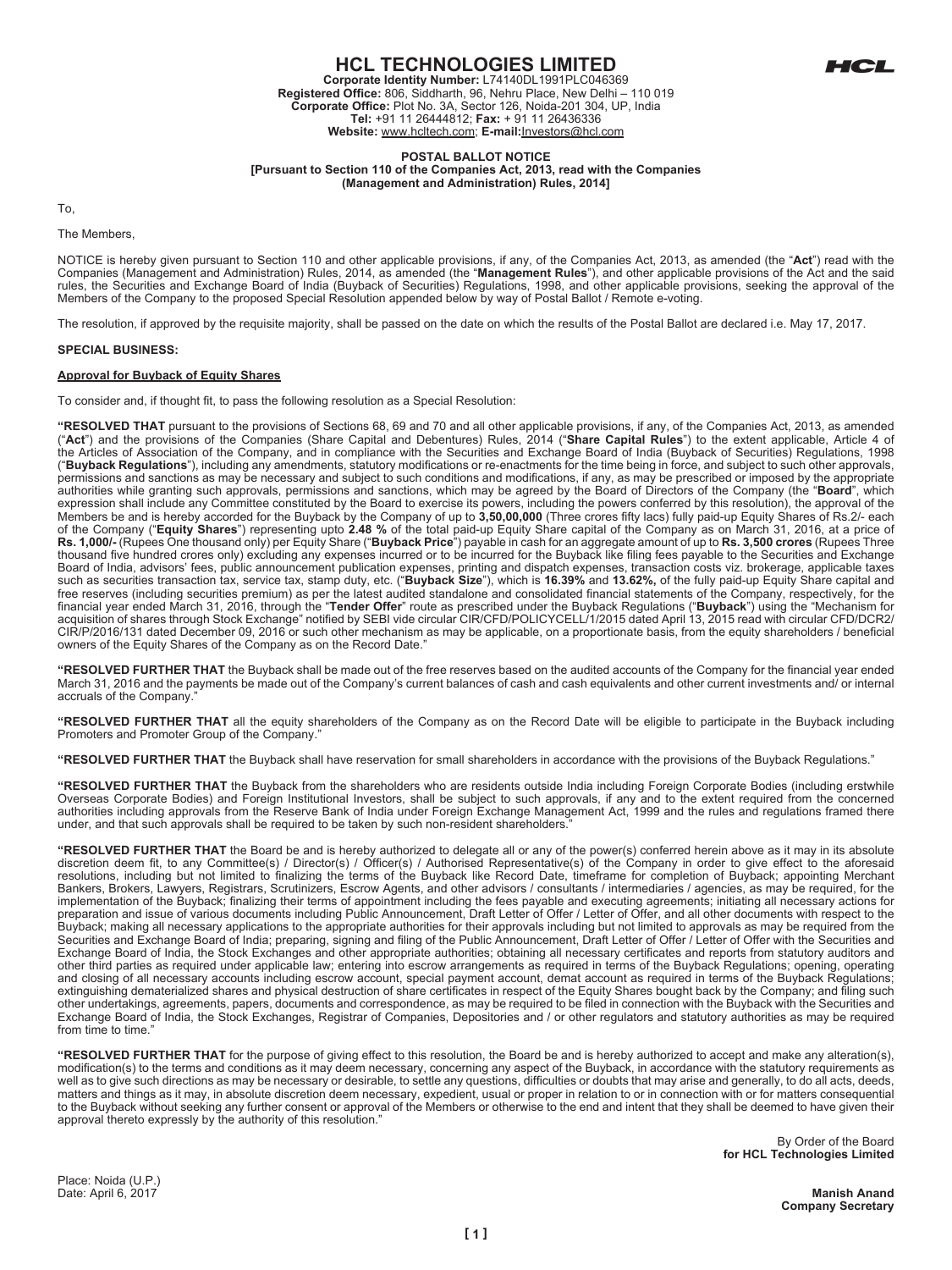# HCL TECHNOLOGIES LIMITED

**Corporate Identity Number:** L74140DL1991PLC046369
**Registered Office:** 806, Siddharth, 96, Nehru Place, New Delhi – 110 019
**Corporate Office:** Plot No. 3A, Sector 126, Noida-201 304, UP, India
**Tel:** +91 11 26444812; **Fax:** + 91 11 26436336
**Website:** www.hcltech.com; **E-mail:**Investors@hcl.com

**POSTAL BALLOT NOTICE**
**[Pursuant to Section 110 of the Companies Act, 2013, read with the Companies (Management and Administration) Rules, 2014]**

To,

The Members,

NOTICE is hereby given pursuant to Section 110 and other applicable provisions, if any, of the Companies Act, 2013, as amended (the "**Act**") read with the Companies (Management and Administration) Rules, 2014, as amended (the "**Management Rules**"), and other applicable provisions of the Act and the said rules, the Securities and Exchange Board of India (Buyback of Securities) Regulations, 1998, and other applicable provisions, seeking the approval of the Members of the Company to the proposed Special Resolution appended below by way of Postal Ballot / Remote e-voting.

The resolution, if approved by the requisite majority, shall be passed on the date on which the results of the Postal Ballot are declared i.e. May 17, 2017.

**SPECIAL BUSINESS:**

**Approval for Buyback of Equity Shares**

To consider and, if thought fit, to pass the following resolution as a Special Resolution:

**"RESOLVED THAT** pursuant to the provisions of Sections 68, 69 and 70 and all other applicable provisions, if any, of the Companies Act, 2013, as amended ("**Act**") and the provisions of the Companies (Share Capital and Debentures) Rules, 2014 ("**Share Capital Rules**") to the extent applicable, Article 4 of the Articles of Association of the Company, and in compliance with the Securities and Exchange Board of India (Buyback of Securities) Regulations, 1998 ("**Buyback Regulations**"), including any amendments, statutory modifications or re-enactments for the time being in force, and subject to such other approvals, permissions and sanctions as may be necessary and subject to such conditions and modifications, if any, as may be prescribed or imposed by the appropriate authorities while granting such approvals, permissions and sanctions, which may be agreed by the Board of Directors of the Company (the "**Board**", which expression shall include any Committee constituted by the Board to exercise its powers, including the powers conferred by this resolution), the approval of the Members be and is hereby accorded for the Buyback by the Company of up to **3,50,00,000** (Three crores fifty lacs) fully paid-up Equity Shares of Rs.2/- each of the Company ("**Equity Shares**") representing upto **2.48 %** of the total paid-up Equity Share capital of the Company as on March 31, 2016, at a price of **Rs. 1,000/-** (Rupees One thousand only) per Equity Share ("**Buyback Price**") payable in cash for an aggregate amount of up to **Rs. 3,500 crores** (Rupees Three thousand five hundred crores only) excluding any expenses incurred or to be incurred for the Buyback like filing fees payable to the Securities and Exchange Board of India, advisors' fees, public announcement publication expenses, printing and dispatch expenses, transaction costs viz. brokerage, applicable taxes such as securities transaction tax, service tax, stamp duty, etc. ("**Buyback Size**"), which is **16.39%** and **13.62%,** of the fully paid-up Equity Share capital and free reserves (including securities premium) as per the latest audited standalone and consolidated financial statements of the Company, respectively, for the financial year ended March 31, 2016, through the "**Tender Offer**" route as prescribed under the Buyback Regulations ("**Buyback**") using the "Mechanism for acquisition of shares through Stock Exchange" notified by SEBI vide circular CIR/CFD/POLICYCELL/1/2015 dated April 13, 2015 read with circular CFD/DCR2/CIR/P/2016/131 dated December 09, 2016 or such other mechanism as may be applicable, on a proportionate basis, from the equity shareholders / beneficial owners of the Equity Shares of the Company as on the Record Date."

**"RESOLVED FURTHER THAT** the Buyback shall be made out of the free reserves based on the audited accounts of the Company for the financial year ended March 31, 2016 and the payments be made out of the Company's current balances of cash and cash equivalents and other current investments and/ or internal accruals of the Company."

**"RESOLVED FURTHER THAT** all the equity shareholders of the Company as on the Record Date will be eligible to participate in the Buyback including Promoters and Promoter Group of the Company."

**"RESOLVED FURTHER THAT** the Buyback shall have reservation for small shareholders in accordance with the provisions of the Buyback Regulations."

**"RESOLVED FURTHER THAT** the Buyback from the shareholders who are residents outside India including Foreign Corporate Bodies (including erstwhile Overseas Corporate Bodies) and Foreign Institutional Investors, shall be subject to such approvals, if any and to the extent required from the concerned authorities including approvals from the Reserve Bank of India under Foreign Exchange Management Act, 1999 and the rules and regulations framed there under, and that such approvals shall be required to be taken by such non-resident shareholders."

**"RESOLVED FURTHER THAT** the Board be and is hereby authorized to delegate all or any of the power(s) conferred herein above as it may in its absolute discretion deem fit, to any Committee(s) / Director(s) / Officer(s) / Authorised Representative(s) of the Company in order to give effect to the aforesaid resolutions, including but not limited to finalizing the terms of the Buyback like Record Date, timeframe for completion of Buyback; appointing Merchant Bankers, Brokers, Lawyers, Registrars, Scrutinizers, Escrow Agents, and other advisors / consultants / intermediaries / agencies, as may be required, for the implementation of the Buyback; finalizing their terms of appointment including the fees payable and executing agreements; initiating all necessary actions for preparation and issue of various documents including Public Announcement, Draft Letter of Offer / Letter of Offer, and all other documents with respect to the Buyback; making all necessary applications to the appropriate authorities for their approvals including but not limited to approvals as may be required from the Securities and Exchange Board of India; preparing, signing and filing of the Public Announcement, Draft Letter of Offer / Letter of Offer with the Securities and Exchange Board of India, the Stock Exchanges and other appropriate authorities; obtaining all necessary certificates and reports from statutory auditors and other third parties as required under applicable law; entering into escrow arrangements as required in terms of the Buyback Regulations; opening, operating and closing of all necessary accounts including escrow account, special payment account, demat account as required in terms of the Buyback Regulations; extinguishing dematerialized shares and physical destruction of share certificates in respect of the Equity Shares bought back by the Company; and filing such other undertakings, agreements, papers, documents and correspondence, as may be required to be filed in connection with the Buyback with the Securities and Exchange Board of India, the Stock Exchanges, Registrar of Companies, Depositories and / or other regulators and statutory authorities as may be required from time to time."

**"RESOLVED FURTHER THAT** for the purpose of giving effect to this resolution, the Board be and is hereby authorized to accept and make any alteration(s), modification(s) to the terms and conditions as it may deem necessary, concerning any aspect of the Buyback, in accordance with the statutory requirements as well as to give such directions as may be necessary or desirable, to settle any questions, difficulties or doubts that may arise and generally, to do all acts, deeds, matters and things as it may, in absolute discretion deem necessary, expedient, usual or proper in relation to or in connection with or for matters consequential to the Buyback without seeking any further consent or approval of the Members or otherwise to the end and intent that they shall be deemed to have given their approval thereto expressly by the authority of this resolution."

By Order of the Board
**for HCL Technologies Limited**

Place: Noida (U.P.)
Date: April 6, 2017

**Manish Anand**
**Company Secretary**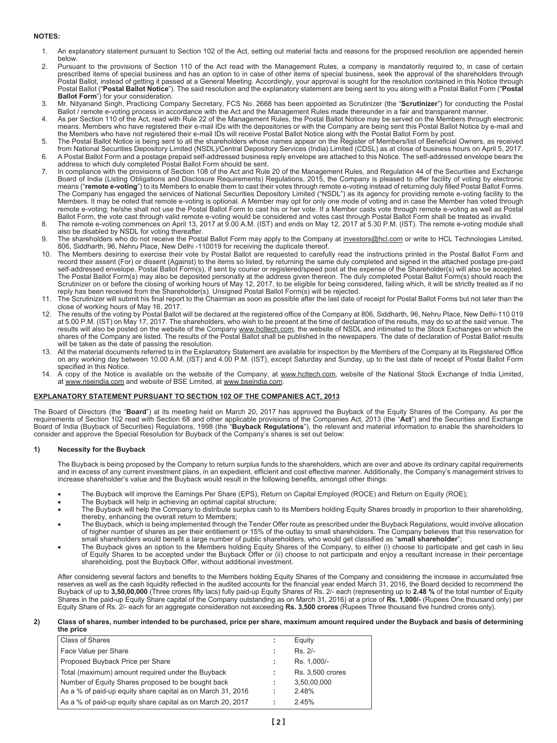**NOTES:**

1. An explanatory statement pursuant to Section 102 of the Act, setting out material facts and reasons for the proposed resolution are appended herein below.
2. Pursuant to the provisions of Section 110 of the Act read with the Management Rules, a company is mandatorily required to, in case of certain prescribed items of special business and has an option to in case of other items of special business, seek the approval of the shareholders through Postal Ballot, instead of getting it passed at a General Meeting. Accordingly, your approval is sought for the resolution contained in this Notice through Postal Ballot ("**Postal Ballot Notice**"). The said resolution and the explanatory statement are being sent to you along with a Postal Ballot Form ("**Postal Ballot Form**") for your consideration.
3. Mr. Nityanand Singh, Practicing Company Secretary, FCS No. 2668 has been appointed as Scrutinizer (the "**Scrutinizer**") for conducting the Postal Ballot / remote e-voting process in accordance with the Act and the Management Rules made thereunder in a fair and transparent manner.
4. As per Section 110 of the Act, read with Rule 22 of the Management Rules, the Postal Ballot Notice may be served on the Members through electronic means. Members who have registered their e-mail IDs with the depositories or with the Company are being sent this Postal Ballot Notice by e-mail and the Members who have not registered their e-mail IDs will receive Postal Ballot Notice along with the Postal Ballot Form by post.
5. The Postal Ballot Notice is being sent to all the shareholders whose names appear on the Register of Members/list of Beneficial Owners, as received from National Securities Depository Limited (NSDL)/Central Depository Services (India) Limited (CDSL) as at close of business hours on April 5, 2017.
6. A Postal Ballot Form and a postage prepaid self-addressed business reply envelope are attached to this Notice. The self-addressed envelope bears the address to which duly completed Postal Ballot Form should be sent.
7. In compliance with the provisions of Section 108 of the Act and Rule 20 of the Management Rules, and Regulation 44 of the Securities and Exchange Board of India (Listing Obligations and Disclosure Requirements) Regulations, 2015, the Company is pleased to offer facility of voting by electronic means ("**remote e-voting**") to its Members to enable them to cast their votes through remote e-voting instead of returning duly filled Postal Ballot Forms. The Company has engaged the services of National Securities Depository Limited ("NSDL") as its agency for providing remote e-voting facility to the Members. It may be noted that remote e-voting is optional. A Member may opt for only one mode of voting and in case the Member has voted through remote e-voting; he/she shall not use the Postal Ballot Form to cast his or her vote. If a Member casts vote through remote e-voting as well as Postal Ballot Form, the vote cast through valid remote e-voting would be considered and votes cast through Postal Ballot Form shall be treated as invalid.
8. The remote e-voting commences on April 13, 2017 at 9.00 A.M. (IST) and ends on May 12, 2017 at 5.30 P.M. (IST). The remote e-voting module shall also be disabled by NSDL for voting thereafter.
9. The shareholders who do not receive the Postal Ballot Form may apply to the Company at investors@hcl.com or write to HCL Technologies Limited, 806, Siddharth, 96, Nehru Place, New Delhi -110019 for receiving the duplicate thereof.
10. The Members desiring to exercise their vote by Postal Ballot are requested to carefully read the instructions printed in the Postal Ballot Form and record their assent (For) or dissent (Against) to the items so listed, by returning the same duly completed and signed in the attached postage pre-paid self-addressed envelope. Postal Ballot Form(s), if sent by courier or registered/speed post at the expense of the Shareholder(s) will also be accepted. The Postal Ballot Form(s) may also be deposited personally at the address given thereon. The duly completed Postal Ballot Form(s) should reach the Scrutinizer on or before the closing of working hours of May 12, 2017, to be eligible for being considered, failing which, it will be strictly treated as if no reply has been received from the Shareholder(s). Unsigned Postal Ballot Form(s) will be rejected.
11. The Scrutinizer will submit his final report to the Chairman as soon as possible after the last date of receipt for Postal Ballot Forms but not later than the close of working hours of May 16, 2017.
12. The results of the voting by Postal Ballot will be declared at the registered office of the Company at 806, Siddharth, 96, Nehru Place, New Delhi-110 019 at 5.00 P.M. (IST) on May 17, 2017. The shareholders, who wish to be present at the time of declaration of the results, may do so at the said venue. The results will also be posted on the website of the Company www.hcltech.com, the website of NSDL and intimated to the Stock Exchanges on which the shares of the Company are listed. The results of the Postal Ballot shall be published in the newspapers. The date of declaration of Postal Ballot results will be taken as the date of passing the resolution.
13. All the material documents referred to in the Explanatory Statement are available for inspection by the Members of the Company at its Registered Office on any working day between 10.00 A.M. (IST) and 4.00 P.M. (IST), except Saturday and Sunday, up to the last date of receipt of Postal Ballot Form specified in this Notice.
14. A copy of the Notice is available on the website of the Company, at www.hcltech.com, website of the National Stock Exchange of India Limited, at www.nseindia.com and website of BSE Limited, at www.bseindia.com.

## EXPLANATORY STATEMENT PURSUANT TO SECTION 102 OF THE COMPANIES ACT, 2013

The Board of Directors (the "**Board**") at its meeting held on March 20, 2017 has approved the Buyback of the Equity Shares of the Company. As per the requirements of Section 102 read with Section 68 and other applicable provisions of the Companies Act, 2013 (the "**Act**") and the Securities and Exchange Board of India (Buyback of Securities) Regulations, 1998 (the "**Buyback Regulations**"), the relevant and material information to enable the shareholders to consider and approve the Special Resolution for Buyback of the Company's shares is set out below:

### 1) Necessity for the Buyback

The Buyback is being proposed by the Company to return surplus funds to the shareholders, which are over and above its ordinary capital requirements and in excess of any current investment plans, in an expedient, efficient and cost effective manner. Additionally, the Company's management strives to increase shareholder's value and the Buyback would result in the following benefits, amongst other things:

- The Buyback will improve the Earnings Per Share (EPS), Return on Capital Employed (ROCE) and Return on Equity (ROE);
- The Buyback will help in achieving an optimal capital structure;
- The Buyback will help the Company to distribute surplus cash to its Members holding Equity Shares broadly in proportion to their shareholding, thereby, enhancing the overall return to Members;
- The Buyback, which is being implemented through the Tender Offer route as prescribed under the Buyback Regulations, would involve allocation of higher number of shares as per their entitlement or 15% of the outlay to small shareholders. The Company believes that this reservation for small shareholders would benefit a large number of public shareholders, who would get classified as "**small shareholder**";
- The Buyback gives an option to the Members holding Equity Shares of the Company, to either (i) choose to participate and get cash in lieu of Equity Shares to be accepted under the Buyback Offer or (ii) choose to not participate and enjoy a resultant increase in their percentage shareholding, post the Buyback Offer, without additional investment.

After considering several factors and benefits to the Members holding Equity Shares of the Company and considering the increase in accumulated free reserves as well as the cash liquidity reflected in the audited accounts for the financial year ended March 31, 2016, the Board decided to recommend the Buyback of up to **3,50,00,000** (Three crores fifty lacs) fully paid-up Equity Shares of Rs. 2/- each (representing up to **2.48 %** of the total number of Equity Shares in the paid-up Equity Share capital of the Company outstanding as on March 31, 2016) at a price of **Rs. 1,000/-** (Rupees One thousand only) per Equity Share of Rs. 2/- each for an aggregate consideration not exceeding **Rs. 3,500 crores** (Rupees Three thousand five hundred crores only).

### 2) Class of shares, number intended to be purchased, price per share, maximum amount required under the Buyback and basis of determining the price

| | | |
|---|---|---|
| Class of Shares | : | Equity |
| Face Value per Share | : | Rs. 2/- |
| Proposed Buyback Price per Share | : | Rs. 1,000/- |
| Total (maximum) amount required under the Buyback | : | Rs. 3,500 crores |
| Number of Equity Shares proposed to be bought back | : | 3,50,00,000 |
| As a % of paid-up equity share capital as on March 31, 2016 | : | 2.48% |
| As a % of paid-up equity share capital as on March 20, 2017 | : | 2.45% |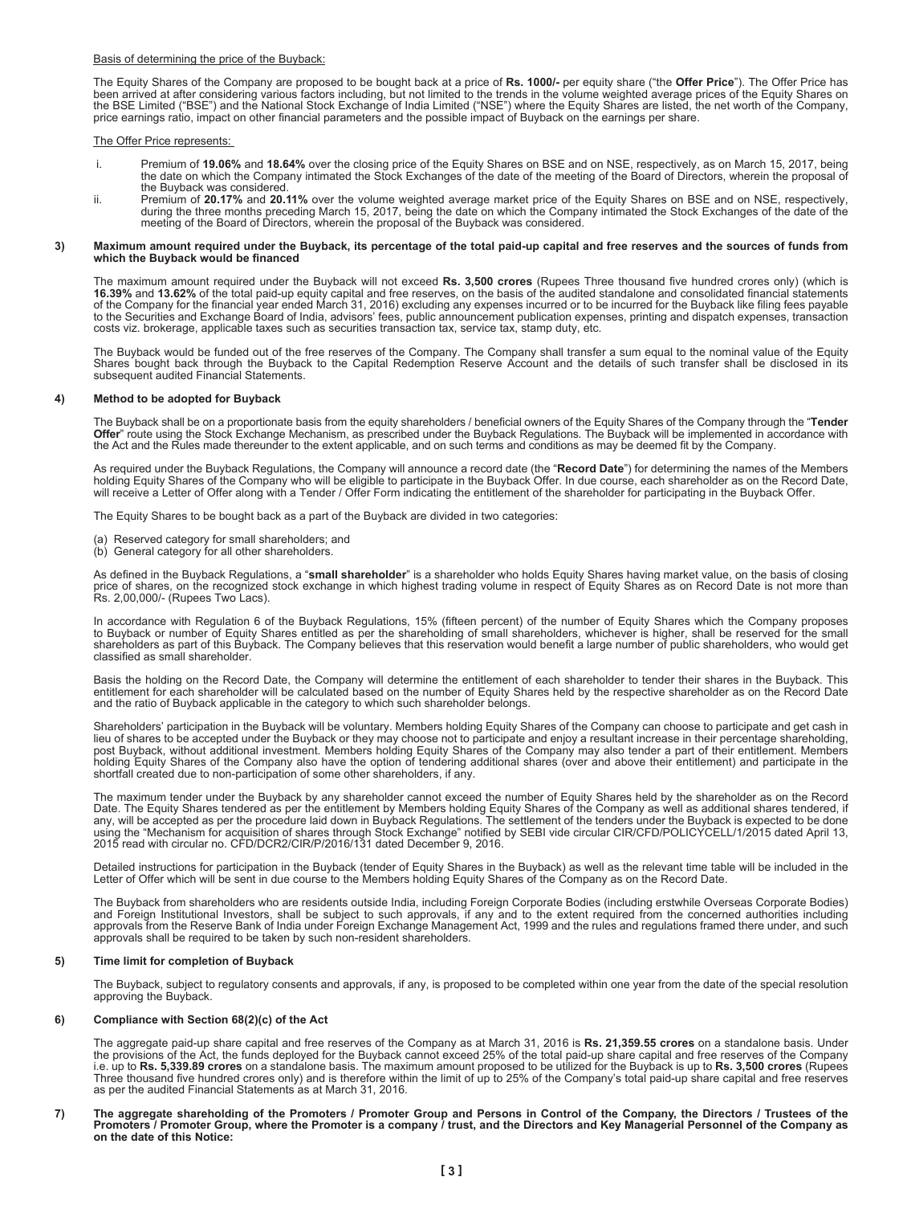Basis of determining the price of the Buyback:

The Equity Shares of the Company are proposed to be bought back at a price of **Rs. 1000/-** per equity share ("the **Offer Price**"). The Offer Price has been arrived at after considering various factors including, but not limited to the trends in the volume weighted average prices of the Equity Shares on the BSE Limited ("BSE") and the National Stock Exchange of India Limited ("NSE") where the Equity Shares are listed, the net worth of the Company, price earnings ratio, impact on other financial parameters and the possible impact of Buyback on the earnings per share.

The Offer Price represents:

i. Premium of **19.06%** and **18.64%** over the closing price of the Equity Shares on BSE and on NSE, respectively, as on March 15, 2017, being the date on which the Company intimated the Stock Exchanges of the date of the meeting of the Board of Directors, wherein the proposal of the Buyback was considered.

ii. Premium of **20.17%** and **20.11%** over the volume weighted average market price of the Equity Shares on BSE and on NSE, respectively, during the three months preceding March 15, 2017, being the date on which the Company intimated the Stock Exchanges of the date of the meeting of the Board of Directors, wherein the proposal of the Buyback was considered.

**3) Maximum amount required under the Buyback, its percentage of the total paid-up capital and free reserves and the sources of funds from which the Buyback would be financed**

The maximum amount required under the Buyback will not exceed **Rs. 3,500 crores** (Rupees Three thousand five hundred crores only) (which is **16.39%** and **13.62%** of the total paid-up equity capital and free reserves, on the basis of the audited standalone and consolidated financial statements of the Company for the financial year ended March 31, 2016) excluding any expenses incurred or to be incurred for the Buyback like filing fees payable to the Securities and Exchange Board of India, advisors' fees, public announcement publication expenses, printing and dispatch expenses, transaction costs viz. brokerage, applicable taxes such as securities transaction tax, service tax, stamp duty, etc.

The Buyback would be funded out of the free reserves of the Company. The Company shall transfer a sum equal to the nominal value of the Equity Shares bought back through the Buyback to the Capital Redemption Reserve Account and the details of such transfer shall be disclosed in its subsequent audited Financial Statements.

**4) Method to be adopted for Buyback**

The Buyback shall be on a proportionate basis from the equity shareholders / beneficial owners of the Equity Shares of the Company through the "**Tender Offer**" route using the Stock Exchange Mechanism, as prescribed under the Buyback Regulations. The Buyback will be implemented in accordance with the Act and the Rules made thereunder to the extent applicable, and on such terms and conditions as may be deemed fit by the Company.

As required under the Buyback Regulations, the Company will announce a record date (the "**Record Date**") for determining the names of the Members holding Equity Shares of the Company who will be eligible to participate in the Buyback Offer. In due course, each shareholder as on the Record Date, will receive a Letter of Offer along with a Tender / Offer Form indicating the entitlement of the shareholder for participating in the Buyback Offer.

The Equity Shares to be bought back as a part of the Buyback are divided in two categories:

(a) Reserved category for small shareholders; and
(b) General category for all other shareholders.

As defined in the Buyback Regulations, a "**small shareholder**" is a shareholder who holds Equity Shares having market value, on the basis of closing price of shares, on the recognized stock exchange in which highest trading volume in respect of Equity Shares as on Record Date is not more than Rs. 2,00,000/- (Rupees Two Lacs).

In accordance with Regulation 6 of the Buyback Regulations, 15% (fifteen percent) of the number of Equity Shares which the Company proposes to Buyback or number of Equity Shares entitled as per the shareholding of small shareholders, whichever is higher, shall be reserved for the small shareholders as part of this Buyback. The Company believes that this reservation would benefit a large number of public shareholders, who would get classified as small shareholder.

Basis the holding on the Record Date, the Company will determine the entitlement of each shareholder to tender their shares in the Buyback. This entitlement for each shareholder will be calculated based on the number of Equity Shares held by the respective shareholder as on the Record Date and the ratio of Buyback applicable in the category to which such shareholder belongs.

Shareholders' participation in the Buyback will be voluntary. Members holding Equity Shares of the Company can choose to participate and get cash in lieu of shares to be accepted under the Buyback or they may choose not to participate and enjoy a resultant increase in their percentage shareholding, post Buyback, without additional investment. Members holding Equity Shares of the Company may also tender a part of their entitlement. Members holding Equity Shares of the Company also have the option of tendering additional shares (over and above their entitlement) and participate in the shortfall created due to non-participation of some other shareholders, if any.

The maximum tender under the Buyback by any shareholder cannot exceed the number of Equity Shares held by the shareholder as on the Record Date. The Equity Shares tendered as per the entitlement by Members holding Equity Shares of the Company as well as additional shares tendered, if any, will be accepted as per the procedure laid down in Buyback Regulations. The settlement of the tenders under the Buyback is expected to be done using the "Mechanism for acquisition of shares through Stock Exchange" notified by SEBI vide circular CIR/CFD/POLICYCELL/1/2015 dated April 13, 2015 read with circular no. CFD/DCR2/CIR/P/2016/131 dated December 9, 2016.

Detailed instructions for participation in the Buyback (tender of Equity Shares in the Buyback) as well as the relevant time table will be included in the Letter of Offer which will be sent in due course to the Members holding Equity Shares of the Company as on the Record Date.

The Buyback from shareholders who are residents outside India, including Foreign Corporate Bodies (including erstwhile Overseas Corporate Bodies) and Foreign Institutional Investors, shall be subject to such approvals, if any and to the extent required from the concerned authorities including approvals from the Reserve Bank of India under Foreign Exchange Management Act, 1999 and the rules and regulations framed there under, and such approvals shall be required to be taken by such non-resident shareholders.

**5) Time limit for completion of Buyback**

The Buyback, subject to regulatory consents and approvals, if any, is proposed to be completed within one year from the date of the special resolution approving the Buyback.

**6) Compliance with Section 68(2)(c) of the Act**

The aggregate paid-up share capital and free reserves of the Company as at March 31, 2016 is **Rs. 21,359.55 crores** on a standalone basis. Under the provisions of the Act, the funds deployed for the Buyback cannot exceed 25% of the total paid-up share capital and free reserves of the Company i.e. up to **Rs. 5,339.89 crores** on a standalone basis. The maximum amount proposed to be utilized for the Buyback is up to **Rs. 3,500 crores** (Rupees Three thousand five hundred crores only) and is therefore within the limit of up to 25% of the Company's total paid-up share capital and free reserves as per the audited Financial Statements as at March 31, 2016.

**7) The aggregate shareholding of the Promoters / Promoter Group and Persons in Control of the Company, the Directors / Trustees of the Promoters / Promoter Group, where the Promoter is a company / trust, and the Directors and Key Managerial Personnel of the Company as on the date of this Notice:**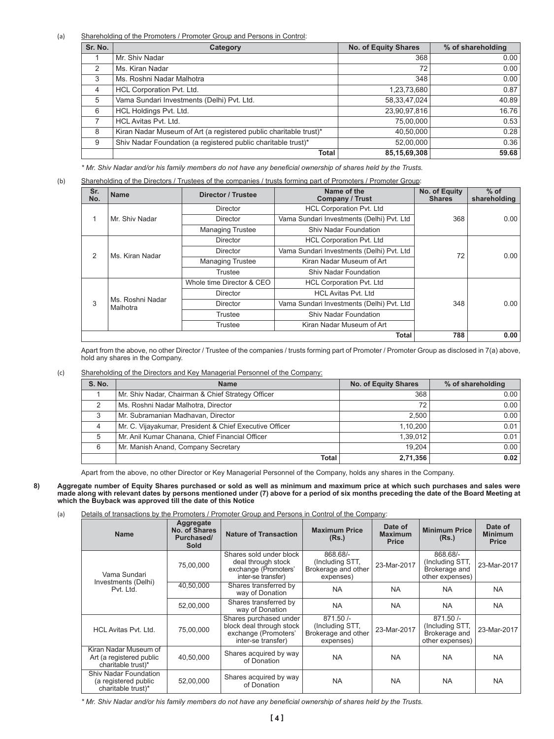(a) Shareholding of the Promoters / Promoter Group and Persons in Control:

| Sr. No. | Category | No. of Equity Shares | % of shareholding |
|---|---|---|---|
| 1 | Mr. Shiv Nadar | 368 | 0.00 |
| 2 | Ms. Kiran Nadar | 72 | 0.00 |
| 3 | Ms. Roshni Nadar Malhotra | 348 | 0.00 |
| 4 | HCL Corporation Pvt. Ltd. | 1,23,73,680 | 0.87 |
| 5 | Vama Sundari Investments (Delhi) Pvt. Ltd. | 58,33,47,024 | 40.89 |
| 6 | HCL Holdings Pvt. Ltd. | 23,90,97,816 | 16.76 |
| 7 | HCL Avitas Pvt. Ltd. | 75,00,000 | 0.53 |
| 8 | Kiran Nadar Museum of Art (a registered public charitable trust)* | 40,50,000 | 0.28 |
| 9 | Shiv Nadar Foundation (a registered public charitable trust)* | 52,00,000 | 0.36 |
| | **Total** | **85,15,69,308** | **59.68** |

*\* Mr. Shiv Nadar and/or his family members do not have any beneficial ownership of shares held by the Trusts.*

(b) Shareholding of the Directors / Trustees of the companies / trusts forming part of Promoters / Promoter Group:

| Sr. No. | Name | Director / Trustee | Name of the Company / Trust | No. of Equity Shares | % of shareholding |
|---|---|---|---|---|---|
| 1 | Mr. Shiv Nadar | Director | HCL Corporation Pvt. Ltd | 368 | 0.00 |
| | | Director | Vama Sundari Investments (Delhi) Pvt. Ltd | | |
| | | Managing Trustee | Shiv Nadar Foundation | | |
| 2 | Ms. Kiran Nadar | Director | HCL Corporation Pvt. Ltd | 72 | 0.00 |
| | | Director | Vama Sundari Investments (Delhi) Pvt. Ltd | | |
| | | Managing Trustee | Kiran Nadar Museum of Art | | |
| | | Trustee | Shiv Nadar Foundation | | |
| 3 | Ms. Roshni Nadar Malhotra | Whole time Director & CEO | HCL Corporation Pvt. Ltd | 348 | 0.00 |
| | | Director | HCL Avitas Pvt. Ltd | | |
| | | Director | Vama Sundari Investments (Delhi) Pvt. Ltd | | |
| | | Trustee | Shiv Nadar Foundation | | |
| | | Trustee | Kiran Nadar Museum of Art | | |
| | | | **Total** | **788** | **0.00** |

Apart from the above, no other Director / Trustee of the companies / trusts forming part of Promoter / Promoter Group as disclosed in 7(a) above, hold any shares in the Company.

(c) Shareholding of the Directors and Key Managerial Personnel of the Company:

| S. No. | Name | No. of Equity Shares | % of shareholding |
|---|---|---|---|
| 1 | Mr. Shiv Nadar, Chairman & Chief Strategy Officer | 368 | 0.00 |
| 2 | Ms. Roshni Nadar Malhotra, Director | 72 | 0.00 |
| 3 | Mr. Subramanian Madhavan, Director | 2,500 | 0.00 |
| 4 | Mr. C. Vijayakumar, President & Chief Executive Officer | 1,10,200 | 0.01 |
| 5 | Mr. Anil Kumar Chanana, Chief Financial Officer | 1,39,012 | 0.01 |
| 6 | Mr. Manish Anand, Company Secretary | 19,204 | 0.00 |
| | **Total** | **2,71,356** | **0.02** |

Apart from the above, no other Director or Key Managerial Personnel of the Company, holds any shares in the Company.

**8) Aggregate number of Equity Shares purchased or sold as well as minimum and maximum price at which such purchases and sales were made along with relevant dates by persons mentioned under (7) above for a period of six months preceding the date of the Board Meeting at which the Buyback was approved till the date of this Notice**

(a) Details of transactions by the Promoters / Promoter Group and Persons in Control of the Company:

| Name | Aggregate No. of Shares Purchased/ Sold | Nature of Transaction | Maximum Price (Rs.) | Date of Maximum Price | Minimum Price (Rs.) | Date of Minimum Price |
|---|---|---|---|---|---|---|
| Vama Sundari Investments (Delhi) Pvt. Ltd. | 75,00,000 | Shares sold under block deal through stock exchange (Promoters' inter-se transfer) | 868.68/- (Including STT, Brokerage and other expenses) | 23-Mar-2017 | 868.68/- (Including STT, Brokerage and other expenses) | 23-Mar-2017 |
| | 40,50,000 | Shares transferred by way of Donation | NA | NA | NA | NA |
| | 52,00,000 | Shares transferred by way of Donation | NA | NA | NA | NA |
| HCL Avitas Pvt. Ltd. | 75,00,000 | Shares purchased under block deal through stock exchange (Promoters' inter-se transfer) | 871.50 /- (Including STT, Brokerage and other expenses) | 23-Mar-2017 | 871.50 /- (Including STT, Brokerage and other expenses) | 23-Mar-2017 |
| Kiran Nadar Museum of Art (a registered public charitable trust)* | 40,50,000 | Shares acquired by way of Donation | NA | NA | NA | NA |
| Shiv Nadar Foundation (a registered public charitable trust)* | 52,00,000 | Shares acquired by way of Donation | NA | NA | NA | NA |

*\* Mr. Shiv Nadar and/or his family members do not have any beneficial ownership of shares held by the Trusts.*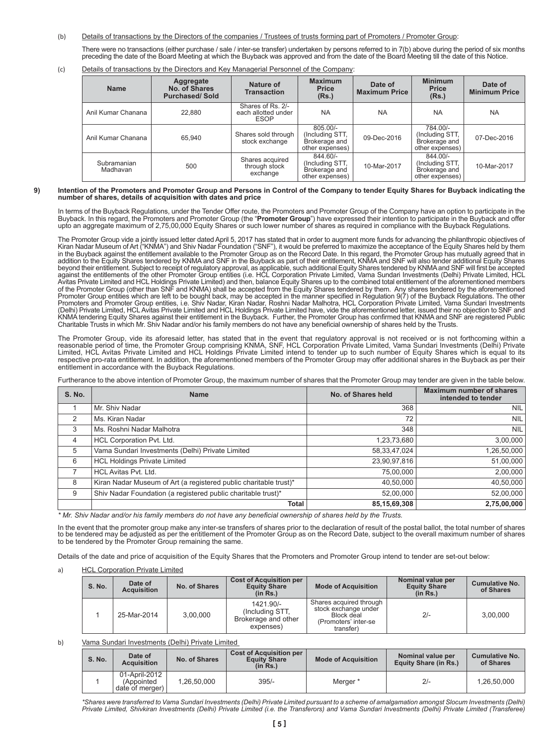(b) Details of transactions by the Directors of the companies / Trustees of trusts forming part of Promoters / Promoter Group:

There were no transactions (either purchase / sale / inter-se transfer) undertaken by persons referred to in 7(b) above during the period of six months preceding the date of the Board Meeting at which the Buyback was approved and from the date of the Board Meeting till the date of this Notice.

(c) Details of transactions by the Directors and Key Managerial Personnel of the Company:

| Name | Aggregate No. of Shares Purchased/ Sold | Nature of Transaction | Maximum Price (Rs.) | Date of Maximum Price | Minimum Price (Rs.) | Date of Minimum Price |
|---|---|---|---|---|---|---|
| Anil Kumar Chanana | 22,880 | Shares of Rs. 2/- each allotted under ESOP | NA | NA | NA | NA |
| Anil Kumar Chanana | 65,940 | Shares sold through stock exchange | 805.00/- (Including STT, Brokerage and other expenses) | 09-Dec-2016 | 784.00/- (Including STT, Brokerage and other expenses) | 07-Dec-2016 |
| Subramanian Madhavan | 500 | Shares acquired through stock exchange | 844.60/- (Including STT, Brokerage and other expenses) | 10-Mar-2017 | 844.00/- (Including STT, Brokerage and other expenses) | 10-Mar-2017 |

## 9) Intention of the Promoters and Promoter Group and Persons in Control of the Company to tender Equity Shares for Buyback indicating the number of shares, details of acquisition with dates and price

In terms of the Buyback Regulations, under the Tender Offer route, the Promoters and Promoter Group of the Company have an option to participate in the Buyback. In this regard, the Promoters and Promoter Group (the "**Promoter Group**") have expressed their intention to participate in the Buyback and offer upto an aggregate maximum of 2,75,00,000 Equity Shares or such lower number of shares as required in compliance with the Buyback Regulations.

The Promoter Group vide a jointly issued letter dated April 5, 2017 has stated that in order to augment more funds for advancing the philanthropic objectives of Kiran Nadar Museum of Art ("KNMA") and Shiv Nadar Foundation ("SNF"), it would be preferred to maximize the acceptance of the Equity Shares held by them in the Buyback against the entitlement available to the Promoter Group as on the Record Date. In this regard, the Promoter Group has mutually agreed that in addition to the Equity Shares tendered by KNMA and SNF in the Buyback as part of their entitlement, KNMA and SNF will also tender additional Equity Shares beyond their entitlement. Subject to receipt of regulatory approval, as applicable, such additional Equity Shares tendered by KNMA and SNF will first be accepted against the entitlements of the other Promoter Group entities (i.e. HCL Corporation Private Limited, Vama Sundari Investments (Delhi) Private Limited, HCL Avitas Private Limited and HCL Holdings Private Limited) and then, balance Equity Shares up to the combined total entitlement of the aforementioned members of the Promoter Group (other than SNF and KNMA) shall be accepted from the Equity Shares tendered by them. Any shares tendered by the aforementioned Promoter Group entities which are left to be bought back, may be accepted in the manner specified in Regulation 9(7) of the Buyback Regulations. The other Promoters and Promoter Group entities, i.e. Shiv Nadar, Kiran Nadar, Roshni Nadar Malhotra, HCL Corporation Private Limited, Vama Sundari Investments (Delhi) Private Limited, HCL Avitas Private Limited and HCL Holdings Private Limited have, vide the aforementioned letter, issued their no objection to SNF and KNMA tendering Equity Shares against their entitlement in the Buyback. Further, the Promoter Group has confirmed that KNMA and SNF are registered Public Charitable Trusts in which Mr. Shiv Nadar and/or his family members do not have any beneficial ownership of shares held by the Trusts.

The Promoter Group, vide its aforesaid letter, has stated that in the event that regulatory approval is not received or is not forthcoming within a reasonable period of time, the Promoter Group comprising KNMA, SNF, HCL Corporation Private Limited, Vama Sundari Investments (Delhi) Private Limited, HCL Avitas Private Limited and HCL Holdings Private Limited intend to tender up to such number of Equity Shares which is equal to its respective pro-rata entitlement. In addition, the aforementioned members of the Promoter Group may offer additional shares in the Buyback as per their entitlement in accordance with the Buyback Regulations.

Furtherance to the above intention of Promoter Group, the maximum number of shares that the Promoter Group may tender are given in the table below.

| S. No. | Name | No. of Shares held | Maximum number of shares intended to tender |
|---|---|---|---|
| 1 | Mr. Shiv Nadar | 368 | NIL |
| 2 | Ms. Kiran Nadar | 72 | NIL |
| 3 | Ms. Roshni Nadar Malhotra | 348 | NIL |
| 4 | HCL Corporation Pvt. Ltd. | 1,23,73,680 | 3,00,000 |
| 5 | Vama Sundari Investments (Delhi) Private Limited | 58,33,47,024 | 1,26,50,000 |
| 6 | HCL Holdings Private Limited | 23,90,97,816 | 51,00,000 |
| 7 | HCL Avitas Pvt. Ltd. | 75,00,000 | 2,00,000 |
| 8 | Kiran Nadar Museum of Art (a registered public charitable trust)* | 40,50,000 | 40,50,000 |
| 9 | Shiv Nadar Foundation (a registered public charitable trust)* | 52,00,000 | 52,00,000 |
| | **Total** | **85,15,69,308** | **2,75,00,000** |

*\* Mr. Shiv Nadar and/or his family members do not have any beneficial ownership of shares held by the Trusts.*

In the event that the promoter group make any inter-se transfers of shares prior to the declaration of result of the postal ballot, the total number of shares to be tendered may be adjusted as per the entitlement of the Promoter Group as on the Record Date, subject to the overall maximum number of shares to be tendered by the Promoter Group remaining the same.

Details of the date and price of acquisition of the Equity Shares that the Promoters and Promoter Group intend to tender are set-out below:

a) HCL Corporation Private Limited

| S. No. | Date of Acquisition | No. of Shares | Cost of Acquisition per Equity Share (in Rs.) | Mode of Acquisition | Nominal value per Equity Share (in Rs.) | Cumulative No. of Shares |
|---|---|---|---|---|---|---|
| 1 | 25-Mar-2014 | 3,00,000 | 1421.90/- (Including STT, Brokerage and other expenses) | Shares acquired through stock exchange under Block deal (Promoters' inter-se transfer) | 2/- | 3,00,000 |

b) Vama Sundari Investments (Delhi) Private Limited

| S. No. | Date of Acquisition | No. of Shares | Cost of Acquisition per Equity Share (in Rs.) | Mode of Acquisition | Nominal value per Equity Share (in Rs.) | Cumulative No. of Shares |
|---|---|---|---|---|---|---|
| 1 | 01-April-2012 (Appointed date of merger) | 1,26,50,000 | 395/- | Merger * | 2/- | 1,26,50,000 |

*\*Shares were transferred to Vama Sundari Investments (Delhi) Private Limited pursuant to a scheme of amalgamation amongst Slocum Investments (Delhi) Private Limited, Shivkiran Investments (Delhi) Private Limited (i.e. the Transferors) and Vama Sundari Investments (Delhi) Private Limited (Transferee)*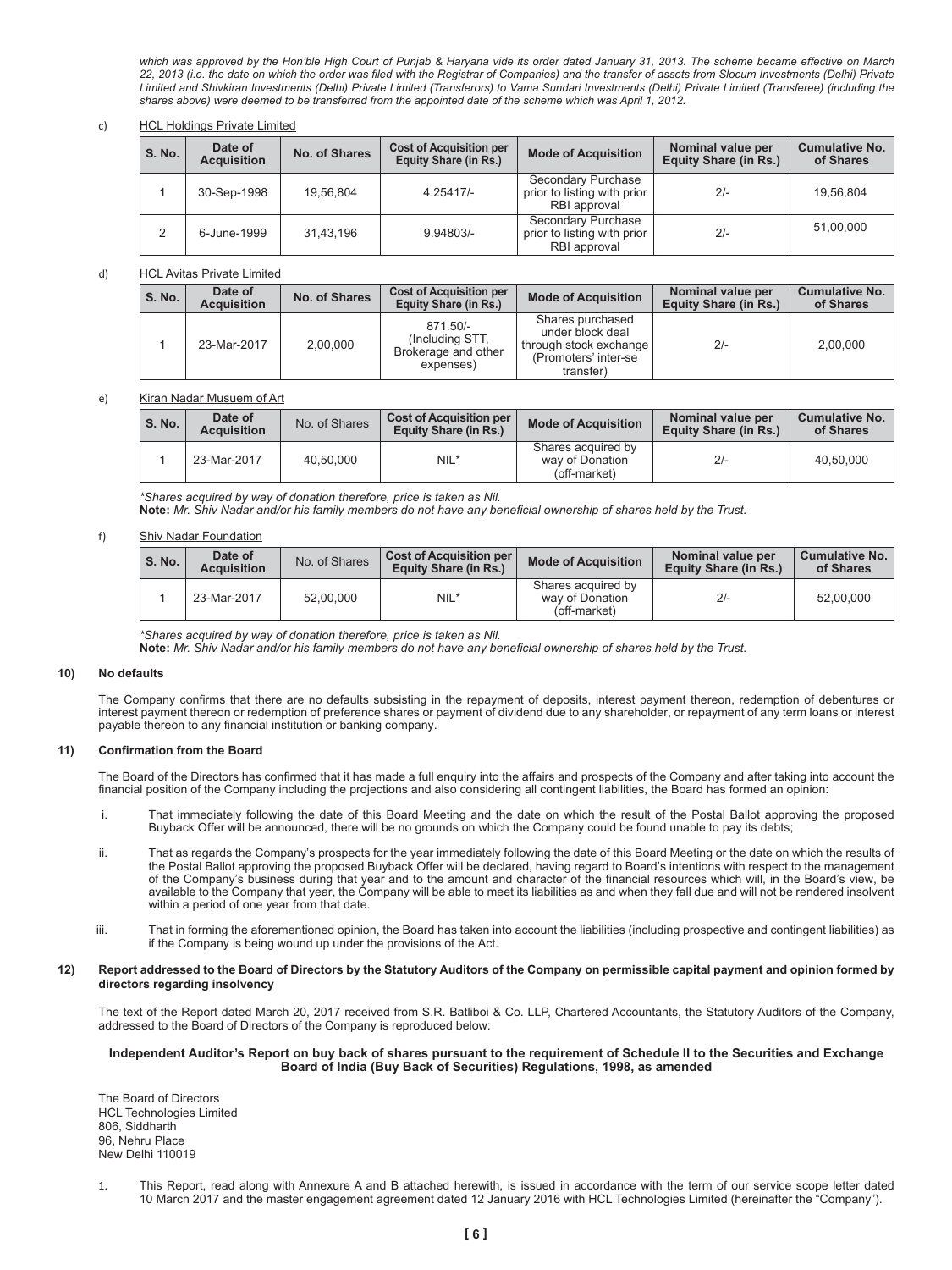*which was approved by the Hon'ble High Court of Punjab & Haryana vide its order dated January 31, 2013. The scheme became effective on March 22, 2013 (i.e. the date on which the order was filed with the Registrar of Companies) and the transfer of assets from Slocum Investments (Delhi) Private Limited and Shivkiran Investments (Delhi) Private Limited (Transferors) to Vama Sundari Investments (Delhi) Private Limited (Transferee) (including the shares above) were deemed to be transferred from the appointed date of the scheme which was April 1, 2012.*

c) HCL Holdings Private Limited

| S. No. | Date of Acquisition | No. of Shares | Cost of Acquisition per Equity Share (in Rs.) | Mode of Acquisition | Nominal value per Equity Share (in Rs.) | Cumulative No. of Shares |
|---|---|---|---|---|---|---|
| 1 | 30-Sep-1998 | 19,56,804 | 4.25417/- | Secondary Purchase prior to listing with prior RBI approval | 2/- | 19,56,804 |
| 2 | 6-June-1999 | 31,43,196 | 9.94803/- | Secondary Purchase prior to listing with prior RBI approval | 2/- | 51,00,000 |

d) HCL Avitas Private Limited

| S. No. | Date of Acquisition | No. of Shares | Cost of Acquisition per Equity Share (in Rs.) | Mode of Acquisition | Nominal value per Equity Share (in Rs.) | Cumulative No. of Shares |
|---|---|---|---|---|---|---|
| 1 | 23-Mar-2017 | 2,00,000 | 871.50/- (Including STT, Brokerage and other expenses) | Shares purchased under block deal through stock exchange (Promoters' inter-se transfer) | 2/- | 2,00,000 |

e) Kiran Nadar Musuem of Art

| S. No. | Date of Acquisition | No. of Shares | Cost of Acquisition per Equity Share (in Rs.) | Mode of Acquisition | Nominal value per Equity Share (in Rs.) | Cumulative No. of Shares |
|---|---|---|---|---|---|---|
| 1 | 23-Mar-2017 | 40,50,000 | NIL* | Shares acquired by way of Donation (off-market) | 2/- | 40,50,000 |

*\*Shares acquired by way of donation therefore, price is taken as Nil.*

**Note:** *Mr. Shiv Nadar and/or his family members do not have any beneficial ownership of shares held by the Trust.*

f) Shiv Nadar Foundation

| S. No. | Date of Acquisition | No. of Shares | Cost of Acquisition per Equity Share (in Rs.) | Mode of Acquisition | Nominal value per Equity Share (in Rs.) | Cumulative No. of Shares |
|---|---|---|---|---|---|---|
| 1 | 23-Mar-2017 | 52,00,000 | NIL* | Shares acquired by way of Donation (off-market) | 2/- | 52,00,000 |

*\*Shares acquired by way of donation therefore, price is taken as Nil.*

**Note:** *Mr. Shiv Nadar and/or his family members do not have any beneficial ownership of shares held by the Trust.*

**10) No defaults**

The Company confirms that there are no defaults subsisting in the repayment of deposits, interest payment thereon, redemption of debentures or interest payment thereon or redemption of preference shares or payment of dividend due to any shareholder, or repayment of any term loans or interest payable thereon to any financial institution or banking company.

**11) Confirmation from the Board**

The Board of the Directors has confirmed that it has made a full enquiry into the affairs and prospects of the Company and after taking into account the financial position of the Company including the projections and also considering all contingent liabilities, the Board has formed an opinion:

i. That immediately following the date of this Board Meeting and the date on which the result of the Postal Ballot approving the proposed Buyback Offer will be announced, there will be no grounds on which the Company could be found unable to pay its debts;

ii. That as regards the Company's prospects for the year immediately following the date of this Board Meeting or the date on which the results of the Postal Ballot approving the proposed Buyback Offer will be declared, having regard to Board's intentions with respect to the management of the Company's business during that year and to the amount and character of the financial resources which will, in the Board's view, be available to the Company that year, the Company will be able to meet its liabilities as and when they fall due and will not be rendered insolvent within a period of one year from that date.

iii. That in forming the aforementioned opinion, the Board has taken into account the liabilities (including prospective and contingent liabilities) as if the Company is being wound up under the provisions of the Act.

**12) Report addressed to the Board of Directors by the Statutory Auditors of the Company on permissible capital payment and opinion formed by directors regarding insolvency**

The text of the Report dated March 20, 2017 received from S.R. Batliboi & Co. LLP, Chartered Accountants, the Statutory Auditors of the Company, addressed to the Board of Directors of the Company is reproduced below:

**Independent Auditor's Report on buy back of shares pursuant to the requirement of Schedule II to the Securities and Exchange Board of India (Buy Back of Securities) Regulations, 1998, as amended**

The Board of Directors
HCL Technologies Limited
806, Siddharth
96, Nehru Place
New Delhi 110019

1. This Report, read along with Annexure A and B attached herewith, is issued in accordance with the term of our service scope letter dated 10 March 2017 and the master engagement agreement dated 12 January 2016 with HCL Technologies Limited (hereinafter the "Company").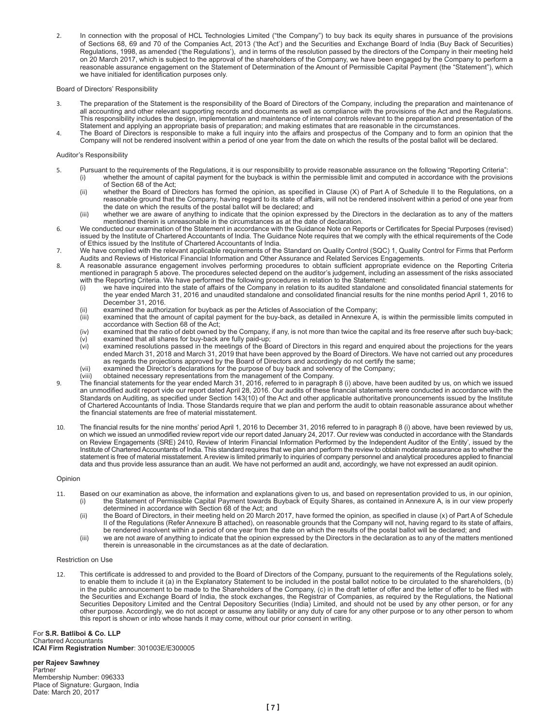2. In connection with the proposal of HCL Technologies Limited ("the Company") to buy back its equity shares in pursuance of the provisions of Sections 68, 69 and 70 of the Companies Act, 2013 ('the Act') and the Securities and Exchange Board of India (Buy Back of Securities) Regulations, 1998, as amended ('the Regulations'), and in terms of the resolution passed by the directors of the Company in their meeting held on 20 March 2017, which is subject to the approval of the shareholders of the Company, we have been engaged by the Company to perform a reasonable assurance engagement on the Statement of Determination of the Amount of Permissible Capital Payment (the "Statement"), which we have initialed for identification purposes only.

Board of Directors' Responsibility

3. The preparation of the Statement is the responsibility of the Board of Directors of the Company, including the preparation and maintenance of all accounting and other relevant supporting records and documents as well as compliance with the provisions of the Act and the Regulations. This responsibility includes the design, implementation and maintenance of internal controls relevant to the preparation and presentation of the Statement and applying an appropriate basis of preparation; and making estimates that are reasonable in the circumstances.
4. The Board of Directors is responsible to make a full inquiry into the affairs and prospectus of the Company and to form an opinion that the Company will not be rendered insolvent within a period of one year from the date on which the results of the postal ballot will be declared.

Auditor's Responsibility

5. Pursuant to the requirements of the Regulations, it is our responsibility to provide reasonable assurance on the following "Reporting Criteria":
   (i) whether the amount of capital payment for the buyback is within the permissible limit and computed in accordance with the provisions of Section 68 of the Act;
   (ii) whether the Board of Directors has formed the opinion, as specified in Clause (X) of Part A of Schedule II to the Regulations, on a reasonable ground that the Company, having regard to its state of affairs, will not be rendered insolvent within a period of one year from the date on which the results of the postal ballot will be declared; and
   (iii) whether we are aware of anything to indicate that the opinion expressed by the Directors in the declaration as to any of the matters mentioned therein is unreasonable in the circumstances as at the date of declaration.
6. We conducted our examination of the Statement in accordance with the Guidance Note on Reports or Certificates for Special Purposes (revised) issued by the Institute of Chartered Accountants of India. The Guidance Note requires that we comply with the ethical requirements of the Code of Ethics issued by the Institute of Chartered Accountants of India.
7. We have complied with the relevant applicable requirements of the Standard on Quality Control (SQC) 1, Quality Control for Firms that Perform Audits and Reviews of Historical Financial Information and Other Assurance and Related Services Engagements.
8. A reasonable assurance engagement involves performing procedures to obtain sufficient appropriate evidence on the Reporting Criteria mentioned in paragraph 5 above. The procedures selected depend on the auditor's judgement, including an assessment of the risks associated with the Reporting Criteria. We have performed the following procedures in relation to the Statement:
   (i) we have inquired into the state of affairs of the Company in relation to its audited standalone and consolidated financial statements for the year ended March 31, 2016 and unaudited standalone and consolidated financial results for the nine months period April 1, 2016 to December 31, 2016.
   (ii) examined the authorization for buyback as per the Articles of Association of the Company;
   (iii) examined that the amount of capital payment for the buy-back, as detailed in Annexure A, is within the permissible limits computed in accordance with Section 68 of the Act;
   (iv) examined that the ratio of debt owned by the Company, if any, is not more than twice the capital and its free reserve after such buy-back;
   (v) examined that all shares for buy-back are fully paid-up;
   (vi) examined resolutions passed in the meetings of the Board of Directors in this regard and enquired about the projections for the years ended March 31, 2018 and March 31, 2019 that have been approved by the Board of Directors. We have not carried out any procedures as regards the projections approved by the Board of Directors and accordingly do not certify the same;
   (vii) examined the Director's declarations for the purpose of buy back and solvency of the Company;
   (viii) obtained necessary representations from the management of the Company.
9. The financial statements for the year ended March 31, 2016, referred to in paragraph 8 (i) above, have been audited by us, on which we issued an unmodified audit report vide our report dated April 28, 2016. Our audits of these financial statements were conducted in accordance with the Standards on Auditing, as specified under Section 143(10) of the Act and other applicable authoritative pronouncements issued by the Institute of Chartered Accountants of India. Those Standards require that we plan and perform the audit to obtain reasonable assurance about whether the financial statements are free of material misstatement.
10. The financial results for the nine months' period April 1, 2016 to December 31, 2016 referred to in paragraph 8 (i) above, have been reviewed by us, on which we issued an unmodified review report vide our report dated January 24, 2017. Our review was conducted in accordance with the Standards on Review Engagements (SRE) 2410, Review of Interim Financial Information Performed by the Independent Auditor of the Entity', issued by the Institute of Chartered Accountants of India. This standard requires that we plan and perform the review to obtain moderate assurance as to whether the statement is free of material misstatement. A review is limited primarily to inquiries of company personnel and analytical procedures applied to financial data and thus provide less assurance than an audit. We have not performed an audit and, accordingly, we have not expressed an audit opinion.

Opinion

11. Based on our examination as above, the information and explanations given to us, and based on representation provided to us, in our opinion,
   (i) the Statement of Permissible Capital Payment towards Buyback of Equity Shares, as contained in Annexure A, is in our view properly determined in accordance with Section 68 of the Act; and
   (ii) the Board of Directors, in their meeting held on 20 March 2017, have formed the opinion, as specified in clause (x) of Part A of Schedule II of the Regulations (Refer Annexure B attached), on reasonable grounds that the Company will not, having regard to its state of affairs, be rendered insolvent within a period of one year from the date on which the results of the postal ballot will be declared; and
   (iii) we are not aware of anything to indicate that the opinion expressed by the Directors in the declaration as to any of the matters mentioned therein is unreasonable in the circumstances as at the date of declaration.

Restriction on Use

12. This certificate is addressed to and provided to the Board of Directors of the Company, pursuant to the requirements of the Regulations solely, to enable them to include it (a) in the Explanatory Statement to be included in the postal ballot notice to be circulated to the shareholders, (b) in the public announcement to be made to the Shareholders of the Company, (c) in the draft letter of offer and the letter of offer to be filed with the Securities and Exchange Board of India, the stock exchanges, the Registrar of Companies, as required by the Regulations, the National Securities Depository Limited and the Central Depository Securities (India) Limited, and should not be used by any other person, or for any other purpose. Accordingly, we do not accept or assume any liability or any duty of care for any other purpose or to any other person to whom this report is shown or into whose hands it may come, without our prior consent in writing.

For **S.R. Batliboi & Co. LLP**
Chartered Accountants
**ICAI Firm Registration Number**: 301003E/E300005

**per Rajeev Sawhney**
Partner
Membership Number: 096333
Place of Signature: Gurgaon, India
Date: March 20, 2017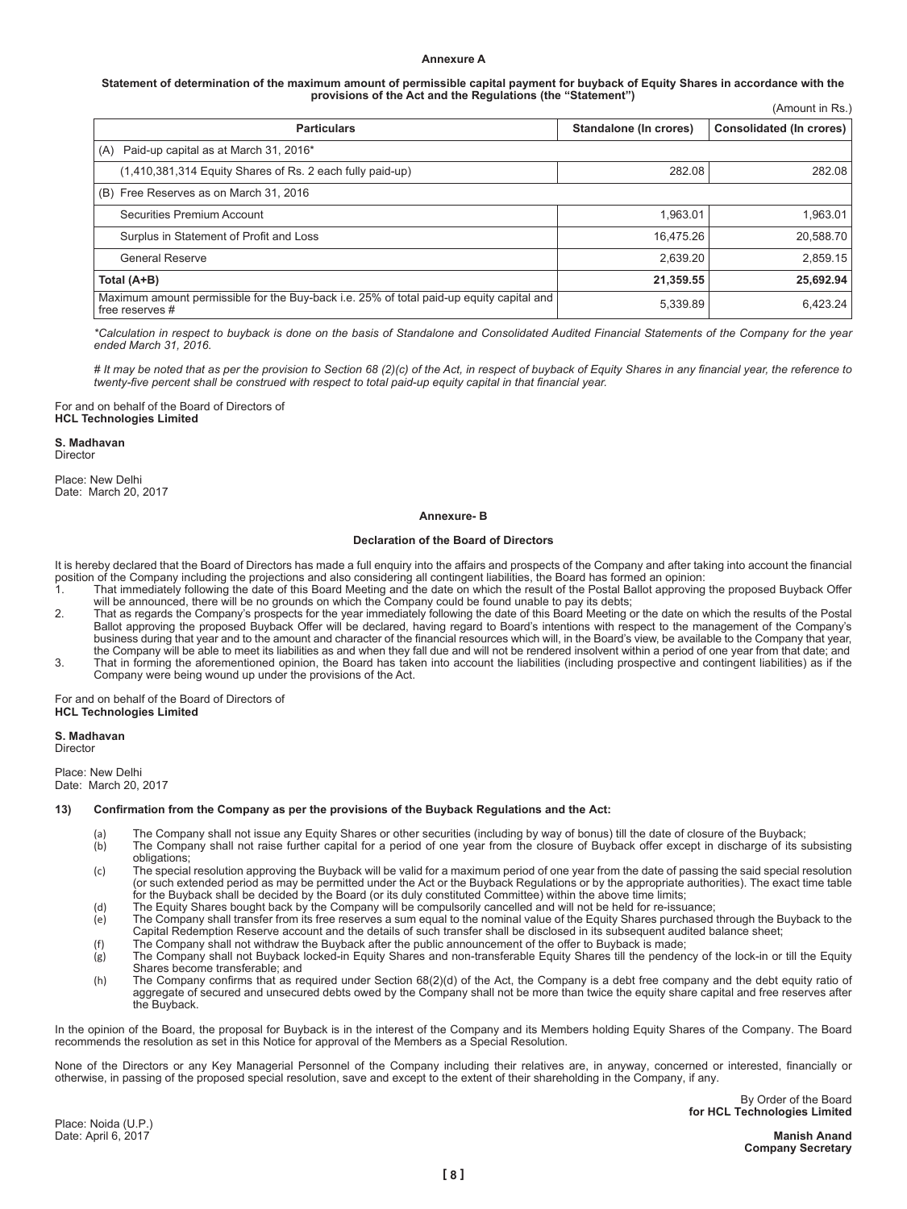**Annexure A**

**Statement of determination of the maximum amount of permissible capital payment for buyback of Equity Shares in accordance with the provisions of the Act and the Regulations (the "Statement")**

(Amount in Rs.)

| Particulars | Standalone (In crores) | Consolidated (In crores) |
|---|---|---|
| (A) Paid-up capital as at March 31, 2016* | | |
| (1,410,381,314 Equity Shares of Rs. 2 each fully paid-up) | 282.08 | 282.08 |
| (B) Free Reserves as on March 31, 2016 | | |
| Securities Premium Account | 1,963.01 | 1,963.01 |
| Surplus in Statement of Profit and Loss | 16,475.26 | 20,588.70 |
| General Reserve | 2,639.20 | 2,859.15 |
| **Total (A+B)** | **21,359.55** | **25,692.94** |
| Maximum amount permissible for the Buy-back i.e. 25% of total paid-up equity capital and free reserves # | 5,339.89 | 6,423.24 |

*\*Calculation in respect to buyback is done on the basis of Standalone and Consolidated Audited Financial Statements of the Company for the year ended March 31, 2016.*

*# It may be noted that as per the provision to Section 68 (2)(c) of the Act, in respect of buyback of Equity Shares in any financial year, the reference to twenty-five percent shall be construed with respect to total paid-up equity capital in that financial year.*

For and on behalf of the Board of Directors of
**HCL Technologies Limited**

**S. Madhavan**
Director

Place: New Delhi
Date: March 20, 2017

**Annexure- B**

**Declaration of the Board of Directors**

It is hereby declared that the Board of Directors has made a full enquiry into the affairs and prospects of the Company and after taking into account the financial position of the Company including the projections and also considering all contingent liabilities, the Board has formed an opinion:

1. That immediately following the date of this Board Meeting and the date on which the result of the Postal Ballot approving the proposed Buyback Offer will be announced, there will be no grounds on which the Company could be found unable to pay its debts;
2. That as regards the Company's prospects for the year immediately following the date of this Board Meeting or the date on which the results of the Postal Ballot approving the proposed Buyback Offer will be declared, having regard to Board's intentions with respect to the management of the Company's business during that year and to the amount and character of the financial resources which will, in the Board's view, be available to the Company that year, the Company will be able to meet its liabilities as and when they fall due and will not be rendered insolvent within a period of one year from that date; and
3. That in forming the aforementioned opinion, the Board has taken into account the liabilities (including prospective and contingent liabilities) as if the Company were being wound up under the provisions of the Act.

For and on behalf of the Board of Directors of
**HCL Technologies Limited**

**S. Madhavan**
Director

Place: New Delhi
Date: March 20, 2017

**13) Confirmation from the Company as per the provisions of the Buyback Regulations and the Act:**

(a) The Company shall not issue any Equity Shares or other securities (including by way of bonus) till the date of closure of the Buyback;

(b) The Company shall not raise further capital for a period of one year from the closure of Buyback offer except in discharge of its subsisting obligations;

(c) The special resolution approving the Buyback will be valid for a maximum period of one year from the date of passing the said special resolution (or such extended period as may be permitted under the Act or the Buyback Regulations or by the appropriate authorities). The exact time table for the Buyback shall be decided by the Board (or its duly constituted Committee) within the above time limits;

(d) The Equity Shares bought back by the Company will be compulsorily cancelled and will not be held for re-issuance;

(e) The Company shall transfer from its free reserves a sum equal to the nominal value of the Equity Shares purchased through the Buyback to the Capital Redemption Reserve account and the details of such transfer shall be disclosed in its subsequent audited balance sheet;

(f) The Company shall not withdraw the Buyback after the public announcement of the offer to Buyback is made;

(g) The Company shall not Buyback locked-in Equity Shares and non-transferable Equity Shares till the pendency of the lock-in or till the Equity Shares become transferable; and

(h) The Company confirms that as required under Section 68(2)(d) of the Act, the Company is a debt free company and the debt equity ratio of aggregate of secured and unsecured debts owed by the Company shall not be more than twice the equity share capital and free reserves after the Buyback.

In the opinion of the Board, the proposal for Buyback is in the interest of the Company and its Members holding Equity Shares of the Company. The Board recommends the resolution as set in this Notice for approval of the Members as a Special Resolution.

None of the Directors or any Key Managerial Personnel of the Company including their relatives are, in anyway, concerned or interested, financially or otherwise, in passing of the proposed special resolution, save and except to the extent of their shareholding in the Company, if any.

By Order of the Board
**for HCL Technologies Limited**

**Manish Anand**
**Company Secretary**

Place: Noida (U.P.)
Date: April 6, 2017